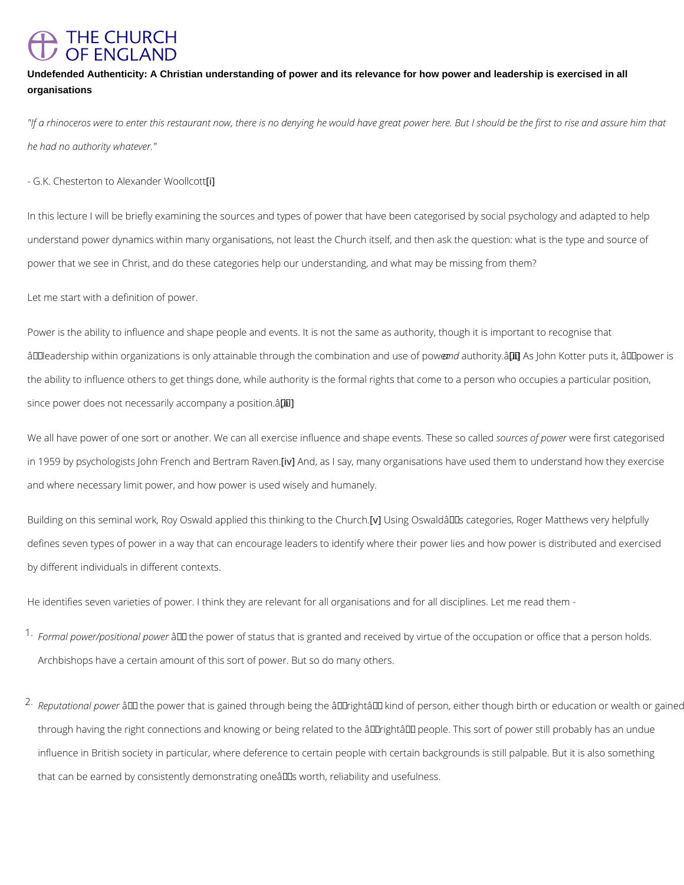**Undefended Authenticity: A Christian understanding of power and its relevance for how power and leadership is exercised in all organisations**

*"If a rhinoceros were to enter this restaurant now, there is no denying he would have great power here. But I should be the first to rise and assure him that he had no authority whatever."*

- G.K. Chesterton to Alexander Woollcott[i]

In this lecture I will be briefly examining the sources and types of power that have been categorised by social psychology and adapted to help understand power dynamics within many organisations, not least the Church itself, and then ask the question: what is the type and source of power that we see in Christ, and do these categories help our understanding, and what may be missing from them?

Let me start with a definition of power.

Power is the ability to influence and shape people and events. It is not the same as authority, though it is important to recognise that "leadership within organizations is only attainable through the combination and use of power *and* authority."[ii] As John Kotter puts it, "power is the ability to influence others to get things done, while authority is the formal rights that come to a person who occupies a particular position, since power does not necessarily accompany a position."[iii]

We all have power of one sort or another. We can all exercise influence and shape events. These so called *sources of power* were first categorised in 1959 by psychologists John French and Bertram Raven.[iv] And, as I say, many organisations have used them to understand how they exercise and where necessary limit power, and how power is used wisely and humanely.

Building on this seminal work, Roy Oswald applied this thinking to the Church.[v] Using Oswald's categories, Roger Matthews very helpfully defines seven types of power in a way that can encourage leaders to identify where their power lies and how power is distributed and exercised by different individuals in different contexts.

He identifies seven varieties of power. I think they are relevant for all organisations and for all disciplines. Let me read them -

1. *Formal power/positional power* – the power of status that is granted and received by virtue of the occupation or office that a person holds. Archbishops have a certain amount of this sort of power. But so do many others.

2. *Reputational power* – the power that is gained through being the 'right' kind of person, either though birth or education or wealth or gained through having the right connections and knowing or being related to the 'right' people. This sort of power still probably has an undue influence in British society in particular, where deference to certain people with certain backgrounds is still palpable. But it is also something that can be earned by consistently demonstrating one's worth, reliability and usefulness.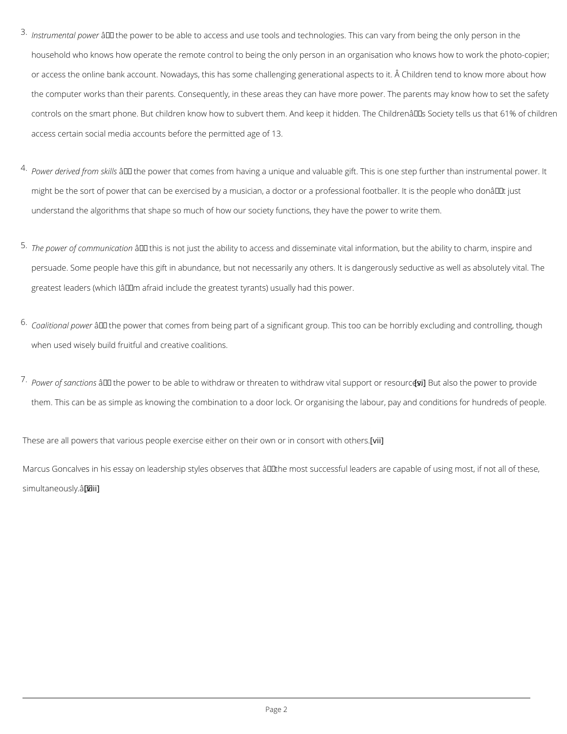3. *Instrumental power* â the power to be able to access and use tools and technologies. This can vary from being the only person in the household who knows how operate the remote control to being the only person in an organisation who knows how to work the photo-copier; or access the online bank account. Nowadays, this has some challenging generational aspects to it. Â Children tend to know more about how the computer works than their parents. Consequently, in these areas they can have more power. The parents may know how to set the safety controls on the smart phone. But children know how to subvert them. And keep it hidden. The Childrenâs Society tells us that 61% of children access certain social media accounts before the permitted age of 13.

4. *Power derived from skills* â the power that comes from having a unique and valuable gift. This is one step further than instrumental power. It might be the sort of power that can be exercised by a musician, a doctor or a professional footballer. It is the people who donât just understand the algorithms that shape so much of how our society functions, they have the power to write them.

5. *The power of communication* â this is not just the ability to access and disseminate vital information, but the ability to charm, inspire and persuade. Some people have this gift in abundance, but not necessarily any others. It is dangerously seductive as well as absolutely vital. The greatest leaders (which Iâm afraid include the greatest tyrants) usually had this power.

6. *Coalitional power* â the power that comes from being part of a significant group. This too can be horribly excluding and controlling, though when used wisely build fruitful and creative coalitions.

7. *Power of sanctions* â the power to be able to withdraw or threaten to withdraw vital support or resources.[vi] But also the power to provide them. This can be as simple as knowing the combination to a door lock. Or organising the labour, pay and conditions for hundreds of people.

These are all powers that various people exercise either on their own or in consort with others.[vii]

Marcus Goncalves in his essay on leadership styles observes that âthe most successful leaders are capable of using most, if not all of these, simultaneously.â[viii]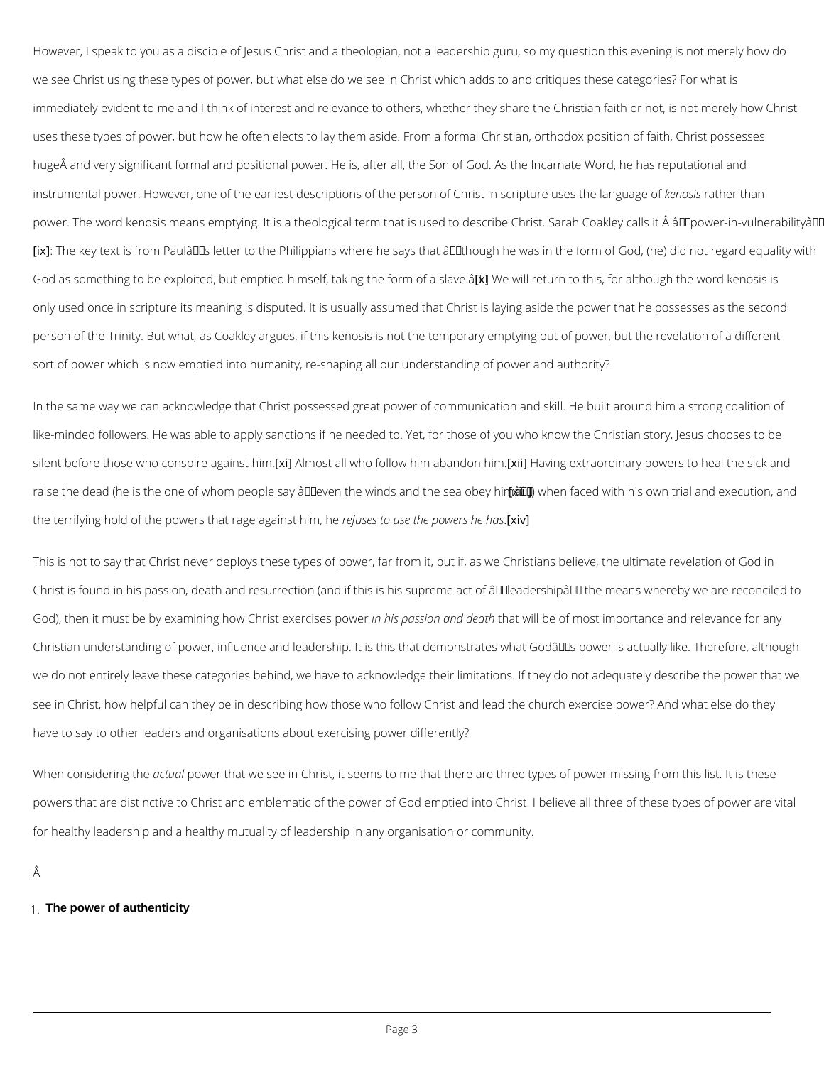However, I speak to you as a disciple of Jesus Christ and a theologian, not a leadership guru, so my question this evening is not merely how do we see Christ using these types of power, but what else do we see in Christ which adds to and critiques these categories? For what is immediately evident to me and I think of interest and relevance to others, whether they share the Christian faith or not, is not merely how Christ uses these types of power, but how he often elects to lay them aside. From a formal Christian, orthodox position of faith, Christ possesses hugeÂ and very significant formal and positional power. He is, after all, the Son of God. As the Incarnate Word, he has reputational and instrumental power. However, one of the earliest descriptions of the person of Christ in scripture uses the language of *kenosis* rather than power. The word kenosis means emptying. It is a theological term that is used to describe Christ. Sarah Coakley calls it Â â€œpower-in-vulnerabilityâ€ [ix]: The key text is from Paulâ€™s letter to the Philippians where he says that â€œthough he was in the form of God, (he) did not regard equality with God as something to be exploited, but emptied himself, taking the form of a slave.â€[x] We will return to this, for although the word kenosis is only used once in scripture its meaning is disputed. It is usually assumed that Christ is laying aside the power that he possesses as the second person of the Trinity. But what, as Coakley argues, if this kenosis is not the temporary emptying out of power, but the revelation of a different sort of power which is now emptied into humanity, re-shaping all our understanding of power and authority?

In the same way we can acknowledge that Christ possessed great power of communication and skill. He built around him a strong coalition of like-minded followers. He was able to apply sanctions if he needed to. Yet, for those of you who know the Christian story, Jesus chooses to be silent before those who conspire against him.[xi] Almost all who follow him abandon him.[xii] Having extraordinary powers to heal the sick and raise the dead (he is the one of whom people say â€œeven the winds and the sea obey himâ€[xiii]) when faced with his own trial and execution, and the terrifying hold of the powers that rage against him, he *refuses to use the powers he has*.[xiv]

This is not to say that Christ never deploys these types of power, far from it, but if, as we Christians believe, the ultimate revelation of God in Christ is found in his passion, death and resurrection (and if this is his supreme act of â€œleadershipâ€ the means whereby we are reconciled to God), then it must be by examining how Christ exercises power *in his passion and death* that will be of most importance and relevance for any Christian understanding of power, influence and leadership. It is this that demonstrates what Godâ€™s power is actually like. Therefore, although we do not entirely leave these categories behind, we have to acknowledge their limitations. If they do not adequately describe the power that we see in Christ, how helpful can they be in describing how those who follow Christ and lead the church exercise power? And what else do they have to say to other leaders and organisations about exercising power differently?

When considering the *actual* power that we see in Christ, it seems to me that there are three types of power missing from this list. It is these powers that are distinctive to Christ and emblematic of the power of God emptied into Christ. I believe all three of these types of power are vital for healthy leadership and a healthy mutuality of leadership in any organisation or community.

Â

1. **The power of authenticity**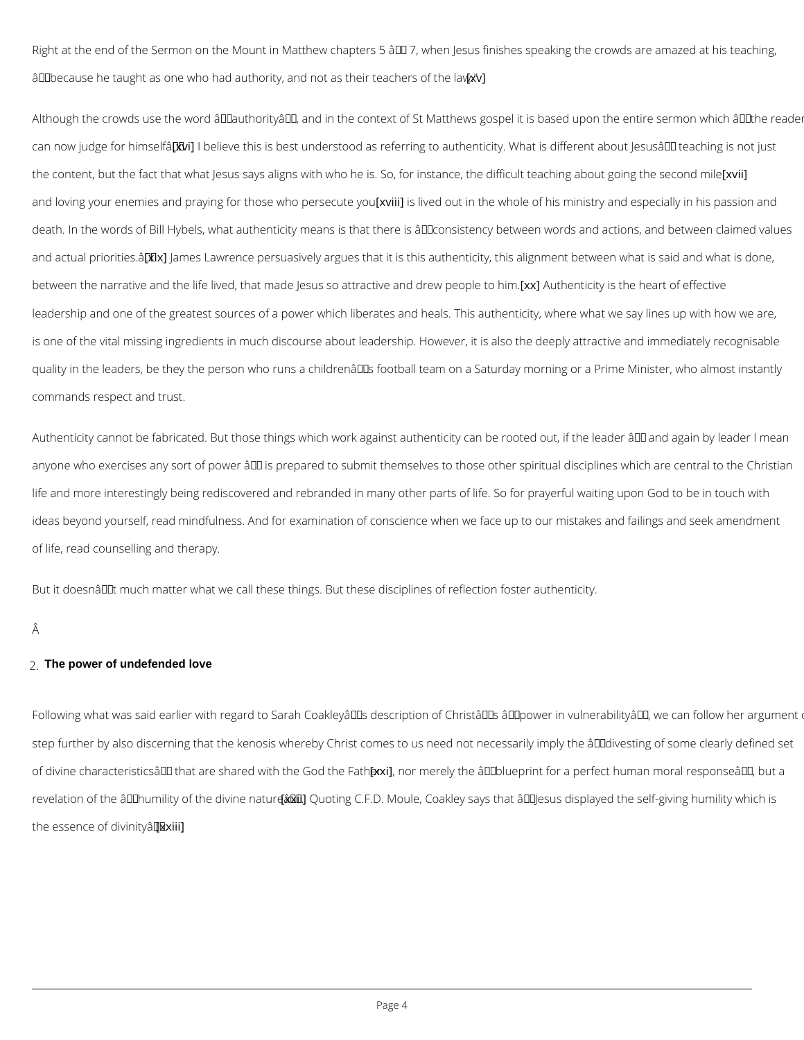Right at the end of the Sermon on the Mount in Matthew chapters 5 â 7, when Jesus finishes speaking the crowds are amazed at his teaching, âbecause he taught as one who had authority, and not as their teachers of the law[xv]

Although the crowds use the word âauthorityâ, and in the context of St Matthews gospel it is based upon the entire sermon which âthe reader can now judge for himselfâ[xvi] I believe this is best understood as referring to authenticity. What is different about Jesusâ teaching is not just the content, but the fact that what Jesus says aligns with who he is. So, for instance, the difficult teaching about going the second mile[xvii] and loving your enemies and praying for those who persecute you[xviii] is lived out in the whole of his ministry and especially in his passion and death. In the words of Bill Hybels, what authenticity means is that there is âconsistency between words and actions, and between claimed values and actual priorities.â[xix] James Lawrence persuasively argues that it is this authenticity, this alignment between what is said and what is done, between the narrative and the life lived, that made Jesus so attractive and drew people to him.[xx] Authenticity is the heart of effective leadership and one of the greatest sources of a power which liberates and heals. This authenticity, where what we say lines up with how we are, is one of the vital missing ingredients in much discourse about leadership. However, it is also the deeply attractive and immediately recognisable quality in the leaders, be they the person who runs a childrenâs football team on a Saturday morning or a Prime Minister, who almost instantly commands respect and trust.

Authenticity cannot be fabricated. But those things which work against authenticity can be rooted out, if the leader â and again by leader I mean anyone who exercises any sort of power â is prepared to submit themselves to those other spiritual disciplines which are central to the Christian life and more interestingly being rediscovered and rebranded in many other parts of life. So for prayerful waiting upon God to be in touch with ideas beyond yourself, read mindfulness. And for examination of conscience when we face up to our mistakes and failings and seek amendment of life, read counselling and therapy.

But it doesnât much matter what we call these things. But these disciplines of reflection foster authenticity.

Â

## 2. The power of undefended love

Following what was said earlier with regard to Sarah Coakleyâs description of Christâs âpower in vulnerabilityâ, we can follow her argument a step further by also discerning that the kenosis whereby Christ comes to us need not necessarily imply the âdivesting of some clearly defined set of divine characteristicsâ that are shared with the God the Father[xxi], nor merely the âblueprint for a perfect human moral responseâ, but a revelation of the âhumility of the divine natureâ[xxii] Quoting C.F.D. Moule, Coakley says that âJesus displayed the self-giving humility which is the essence of divinityâ[xxiii]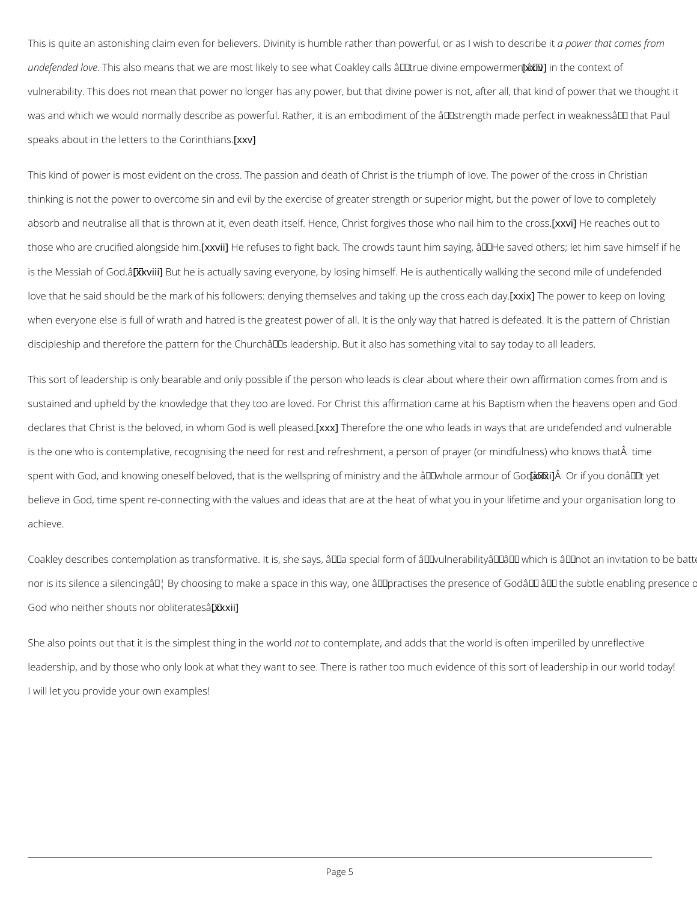This is quite an astonishing claim even for believers. Divinity is humble rather than powerful, or as I wish to describe it *a power that comes from undefended love*. This also means that we are most likely to see what Coakley calls "true divine empowerment"[xxiv] in the context of vulnerability. This does not mean that power no longer has any power, but that divine power is not, after all, that kind of power that we thought it was and which we would normally describe as powerful. Rather, it is an embodiment of the "strength made perfect in weakness" that Paul speaks about in the letters to the Corinthians.[xxv]

This kind of power is most evident on the cross. The passion and death of Christ is the triumph of love. The power of the cross in Christian thinking is not the power to overcome sin and evil by the exercise of greater strength or superior might, but the power of love to completely absorb and neutralise all that is thrown at it, even death itself. Hence, Christ forgives those who nail him to the cross.[xxvi] He reaches out to those who are crucified alongside him.[xxvii] He refuses to fight back. The crowds taunt him saying, "He saved others; let him save himself if he is the Messiah of God."[xxviii] But he is actually saving everyone, by losing himself. He is authentically walking the second mile of undefended love that he said should be the mark of his followers: denying themselves and taking up the cross each day.[xxix] The power to keep on loving when everyone else is full of wrath and hatred is the greatest power of all. It is the only way that hatred is defeated. It is the pattern of Christian discipleship and therefore the pattern for the Church's leadership. But it also has something vital to say today to all leaders.

This sort of leadership is only bearable and only possible if the person who leads is clear about where their own affirmation comes from and is sustained and upheld by the knowledge that they too are loved. For Christ this affirmation came at his Baptism when the heavens open and God declares that Christ is the beloved, in whom God is well pleased.[xxx] Therefore the one who leads in ways that are undefended and vulnerable is the one who is contemplative, recognising the need for rest and refreshment, a person of prayer (or mindfulness) who knows that time spent with God, and knowing oneself beloved, that is the wellspring of ministry and the "whole armour of God".[xxxi] Or if you don't yet believe in God, time spent re-connecting with the values and ideas that are at the heat of what you in your lifetime and your organisation long to achieve.

Coakley describes contemplation as transformative. It is, she says, "a special form of 'vulnerability'" which is "not an invitation to be batte nor is its silence a silencing… By choosing to make a space in this way, one "practises the presence of God" – the subtle enabling presence o God who neither shouts nor obliterates"[xxxii]

She also points out that it is the simplest thing in the world *not* to contemplate, and adds that the world is often imperilled by unreflective leadership, and by those who only look at what they want to see. There is rather too much evidence of this sort of leadership in our world today! I will let you provide your own examples!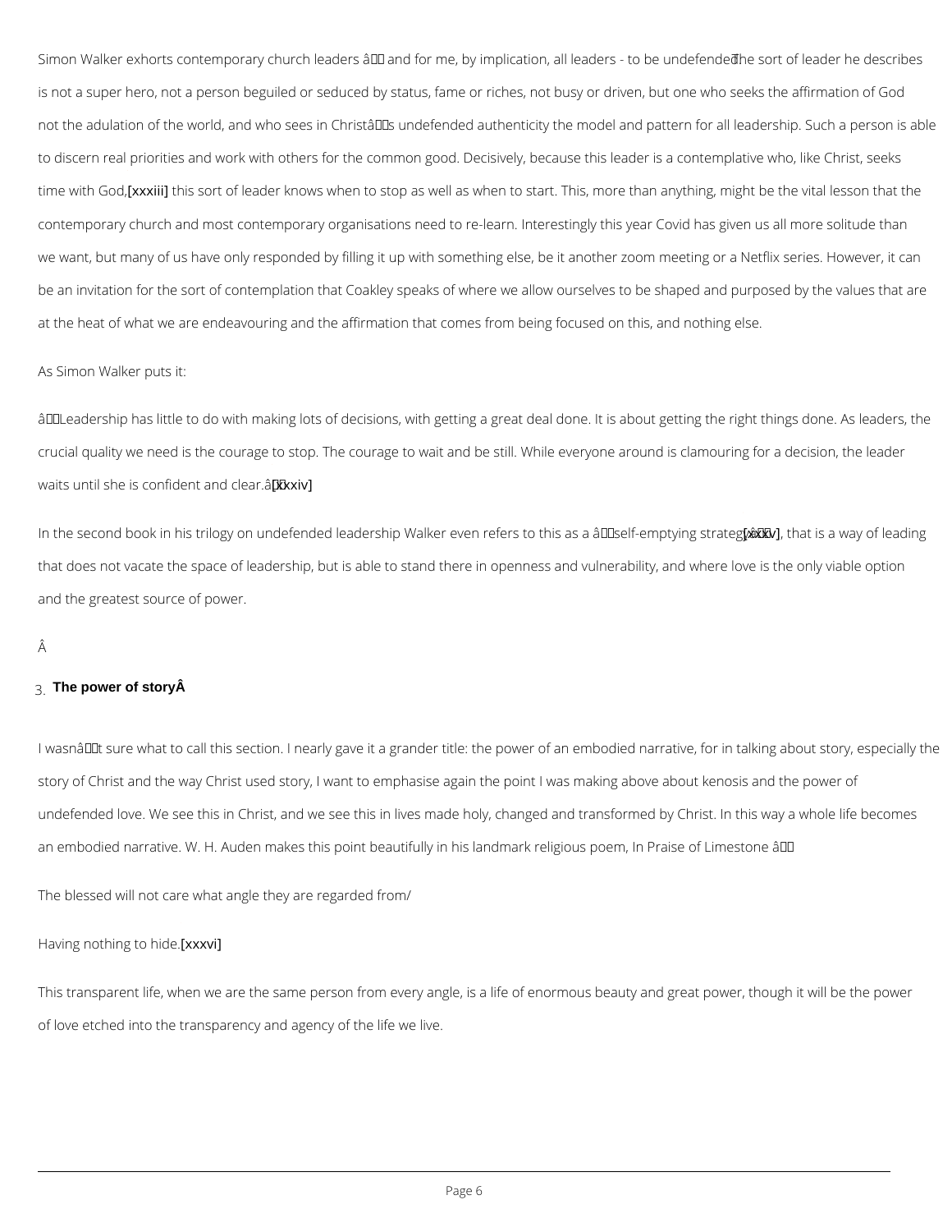Simon Walker exhorts contemporary church leaders – and for me, by implication, all leaders - to be undefended. The sort of leader he describes is not a super hero, not a person beguiled or seduced by status, fame or riches, not busy or driven, but one who seeks the affirmation of God not the adulation of the world, and who sees in Christ's undefended authenticity the model and pattern for all leadership. Such a person is able to discern real priorities and work with others for the common good. Decisively, because this leader is a contemplative who, like Christ, seeks time with God,[xxxiii] this sort of leader knows when to stop as well as when to start. This, more than anything, might be the vital lesson that the contemporary church and most contemporary organisations need to re-learn. Interestingly this year Covid has given us all more solitude than we want, but many of us have only responded by filling it up with something else, be it another zoom meeting or a Netflix series. However, it can be an invitation for the sort of contemplation that Coakley speaks of where we allow ourselves to be shaped and purposed by the values that are at the heat of what we are endeavouring and the affirmation that comes from being focused on this, and nothing else.

As Simon Walker puts it:

"Leadership has little to do with making lots of decisions, with getting a great deal done. It is about getting the right things done. As leaders, the crucial quality we need is the courage to stop. The courage to wait and be still. While everyone around is clamouring for a decision, the leader waits until she is confident and clear."[xxxiv]

In the second book in his trilogy on undefended leadership Walker even refers to this as a "self-emptying strategy"[xxxv], that is a way of leading that does not vacate the space of leadership, but is able to stand there in openness and vulnerability, and where love is the only viable option and the greatest source of power.

## 3. The power of story

I wasn't sure what to call this section. I nearly gave it a grander title: the power of an embodied narrative, for in talking about story, especially the story of Christ and the way Christ used story, I want to emphasise again the point I was making above about kenosis and the power of undefended love. We see this in Christ, and we see this in lives made holy, changed and transformed by Christ. In this way a whole life becomes an embodied narrative. W. H. Auden makes this point beautifully in his landmark religious poem, In Praise of Limestone –

The blessed will not care what angle they are regarded from/

Having nothing to hide.[xxxvi]

This transparent life, when we are the same person from every angle, is a life of enormous beauty and great power, though it will be the power of love etched into the transparency and agency of the life we live.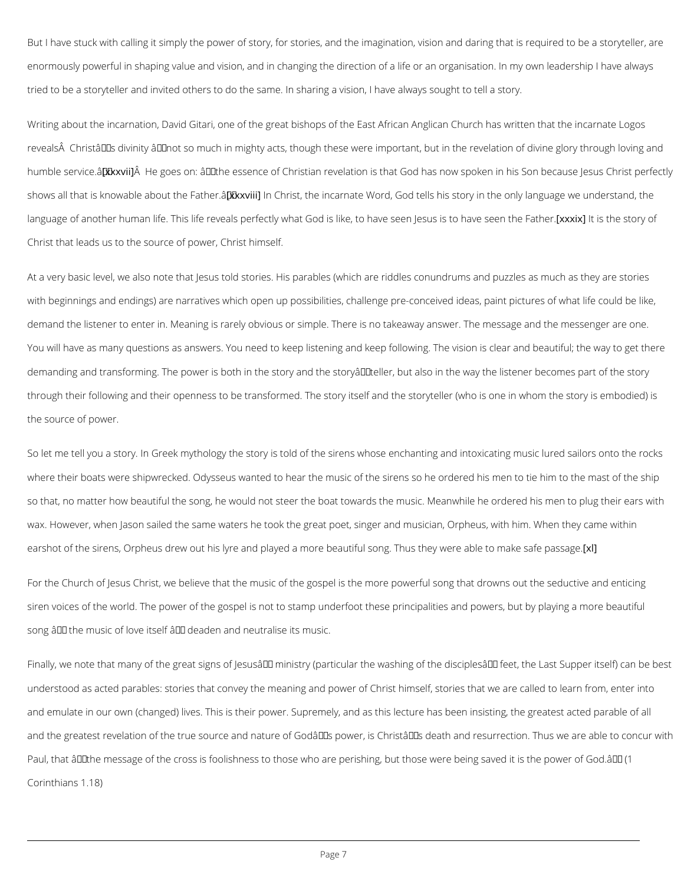But I have stuck with calling it simply the power of story, for stories, and the imagination, vision and daring that is required to be a storyteller, are enormously powerful in shaping value and vision, and in changing the direction of a life or an organisation. In my own leadership I have always tried to be a storyteller and invited others to do the same. In sharing a vision, I have always sought to tell a story.

Writing about the incarnation, David Gitari, one of the great bishops of the East African Anglican Church has written that the incarnate Logos reveals Christ’s divinity “not so much in mighty acts, though these were important, but in the revelation of divine glory through loving and humble service.”[xxxvii] He goes on: “the essence of Christian revelation is that God has now spoken in his Son because Jesus Christ perfectly shows all that is knowable about the Father.”[xxxviii] In Christ, the incarnate Word, God tells his story in the only language we understand, the language of another human life. This life reveals perfectly what God is like, to have seen Jesus is to have seen the Father.[xxxix] It is the story of Christ that leads us to the source of power, Christ himself.

At a very basic level, we also note that Jesus told stories. His parables (which are riddles conundrums and puzzles as much as they are stories with beginnings and endings) are narratives which open up possibilities, challenge pre-conceived ideas, paint pictures of what life could be like, demand the listener to enter in. Meaning is rarely obvious or simple. There is no takeaway answer. The message and the messenger are one. You will have as many questions as answers. You need to keep listening and keep following. The vision is clear and beautiful; the way to get there demanding and transforming. The power is both in the story and the story‑teller, but also in the way the listener becomes part of the story through their following and their openness to be transformed. The story itself and the storyteller (who is one in whom the story is embodied) is the source of power.

So let me tell you a story. In Greek mythology the story is told of the sirens whose enchanting and intoxicating music lured sailors onto the rocks where their boats were shipwrecked. Odysseus wanted to hear the music of the sirens so he ordered his men to tie him to the mast of the ship so that, no matter how beautiful the song, he would not steer the boat towards the music. Meanwhile he ordered his men to plug their ears with wax. However, when Jason sailed the same waters he took the great poet, singer and musician, Orpheus, with him. When they came within earshot of the sirens, Orpheus drew out his lyre and played a more beautiful song. Thus they were able to make safe passage.[xl]

For the Church of Jesus Christ, we believe that the music of the gospel is the more powerful song that drowns out the seductive and enticing siren voices of the world. The power of the gospel is not to stamp underfoot these principalities and powers, but by playing a more beautiful song – the music of love itself – deaden and neutralise its music.

Finally, we note that many of the great signs of Jesus’ ministry (particular the washing of the disciples’ feet, the Last Supper itself) can be best understood as acted parables: stories that convey the meaning and power of Christ himself, stories that we are called to learn from, enter into and emulate in our own (changed) lives. This is their power. Supremely, and as this lecture has been insisting, the greatest acted parable of all and the greatest revelation of the true source and nature of God’s power, is Christ’s death and resurrection. Thus we are able to concur with Paul, that “the message of the cross is foolishness to those who are perishing, but those were being saved it is the power of God.” (1 Corinthians 1.18)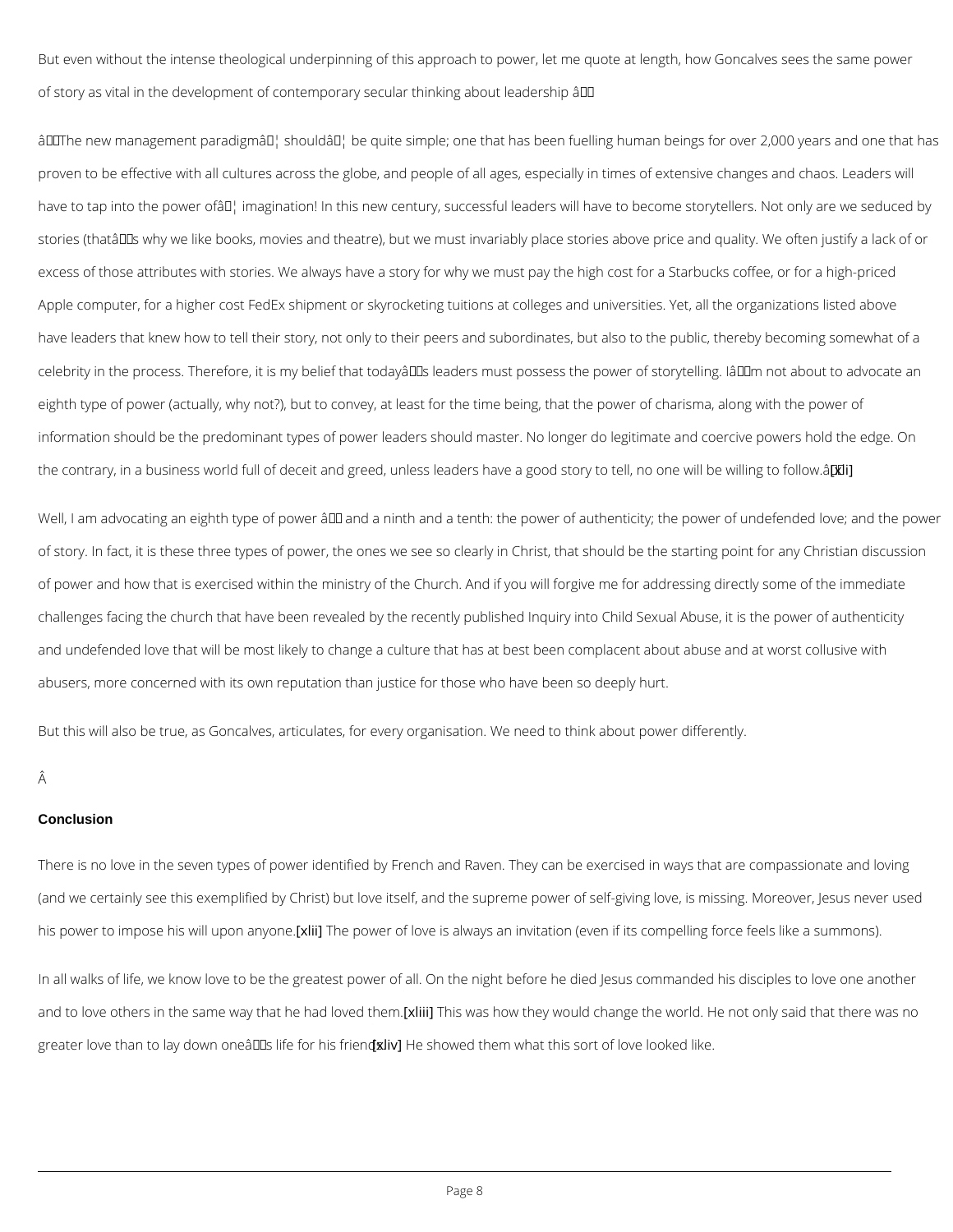But even without the intense theological underpinning of this approach to power, let me quote at length, how Goncalves sees the same power of story as vital in the development of contemporary secular thinking about leadership –

"The new management paradigm… should… be quite simple; one that has been fuelling human beings for over 2,000 years and one that has proven to be effective with all cultures across the globe, and people of all ages, especially in times of extensive changes and chaos. Leaders will have to tap into the power of… imagination! In this new century, successful leaders will have to become storytellers. Not only are we seduced by stories (that's why we like books, movies and theatre), but we must invariably place stories above price and quality. We often justify a lack of or excess of those attributes with stories. We always have a story for why we must pay the high cost for a Starbucks coffee, or for a high-priced Apple computer, for a higher cost FedEx shipment or skyrocketing tuitions at colleges and universities. Yet, all the organizations listed above have leaders that knew how to tell their story, not only to their peers and subordinates, but also to the public, thereby becoming somewhat of a celebrity in the process. Therefore, it is my belief that today's leaders must possess the power of storytelling. I'm not about to advocate an eighth type of power (actually, why not?), but to convey, at least for the time being, that the power of charisma, along with the power of information should be the predominant types of power leaders should master. No longer do legitimate and coercive powers hold the edge. On the contrary, in a business world full of deceit and greed, unless leaders have a good story to tell, no one will be willing to follow."[xli]

Well, I am advocating an eighth type of power – and a ninth and a tenth: the power of authenticity; the power of undefended love; and the power of story. In fact, it is these three types of power, the ones we see so clearly in Christ, that should be the starting point for any Christian discussion of power and how that is exercised within the ministry of the Church. And if you will forgive me for addressing directly some of the immediate challenges facing the church that have been revealed by the recently published Inquiry into Child Sexual Abuse, it is the power of authenticity and undefended love that will be most likely to change a culture that has at best been complacent about abuse and at worst collusive with abusers, more concerned with its own reputation than justice for those who have been so deeply hurt.

But this will also be true, as Goncalves, articulates, for every organisation. We need to think about power differently.

**Conclusion**

There is no love in the seven types of power identified by French and Raven. They can be exercised in ways that are compassionate and loving (and we certainly see this exemplified by Christ) but love itself, and the supreme power of self-giving love, is missing. Moreover, Jesus never used his power to impose his will upon anyone.[xlii] The power of love is always an invitation (even if its compelling force feels like a summons).

In all walks of life, we know love to be the greatest power of all. On the night before he died Jesus commanded his disciples to love one another and to love others in the same way that he had loved them.[xliii] This was how they would change the world. He not only said that there was no greater love than to lay down one's life for his friends[xliv] He showed them what this sort of love looked like.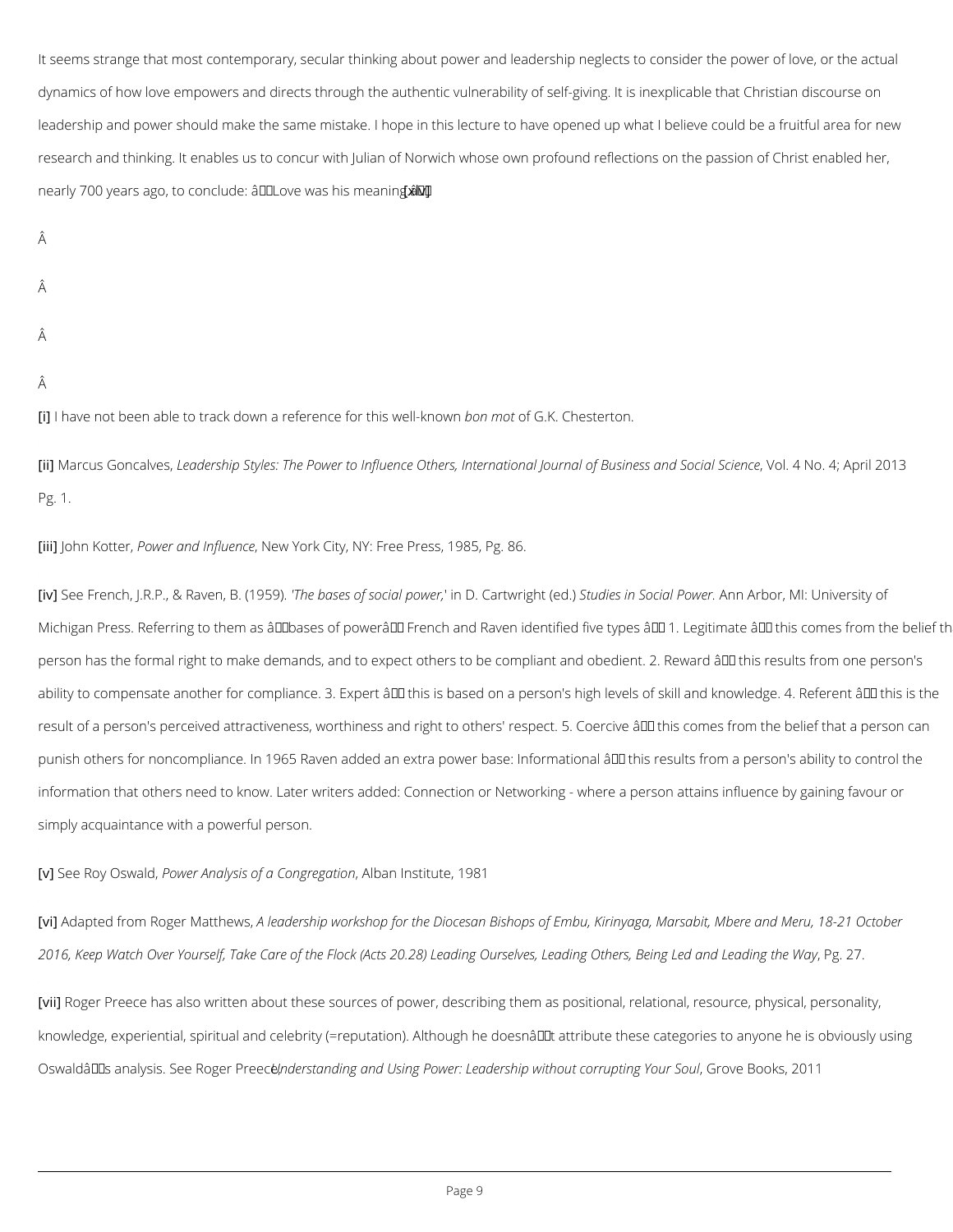It seems strange that most contemporary, secular thinking about power and leadership neglects to consider the power of love, or the actual dynamics of how love empowers and directs through the authentic vulnerability of self-giving. It is inexplicable that Christian discourse on leadership and power should make the same mistake. I hope in this lecture to have opened up what I believe could be a fruitful area for new research and thinking. It enables us to concur with Julian of Norwich whose own profound reflections on the passion of Christ enabled her, nearly 700 years ago, to conclude: âLove was his meaningâ[xlv]

Â

Â

Â

Â

[i] I have not been able to track down a reference for this well-known *bon mot* of G.K. Chesterton.

[ii] Marcus Goncalves, *Leadership Styles: The Power to Influence Others, International Journal of Business and Social Science*, Vol. 4 No. 4; April 2013 Pg. 1.

[iii] John Kotter, *Power and Influence*, New York City, NY: Free Press, 1985, Pg. 86.

[iv] See French, J.R.P., & Raven, B. (1959). *'The bases of social power,'* in D. Cartwright (ed.) *Studies in Social Power.* Ann Arbor, MI: University of Michigan Press. Referring to them as âbases of powerâ French and Raven identified five types â 1. Legitimate â this comes from the belief th person has the formal right to make demands, and to expect others to be compliant and obedient. 2. Reward â this results from one person's ability to compensate another for compliance. 3. Expert â this is based on a person's high levels of skill and knowledge. 4. Referent â this is the result of a person's perceived attractiveness, worthiness and right to others' respect. 5. Coercive â this comes from the belief that a person can punish others for noncompliance. In 1965 Raven added an extra power base: Informational â this results from a person's ability to control the information that others need to know. Later writers added: Connection or Networking - where a person attains influence by gaining favour or simply acquaintance with a powerful person.

[v] See Roy Oswald, *Power Analysis of a Congregation*, Alban Institute, 1981

[vi] Adapted from Roger Matthews, *A leadership workshop for the Diocesan Bishops of Embu, Kirinyaga, Marsabit, Mbere and Meru, 18-21 October 2016, Keep Watch Over Yourself, Take Care of the Flock (Acts 20.28) Leading Ourselves, Leading Others, Being Led and Leading the Way*, Pg. 27.

[vii] Roger Preece has also written about these sources of power, describing them as positional, relational, resource, physical, personality, knowledge, experiential, spiritual and celebrity (=reputation). Although he doesnât attribute these categories to anyone he is obviously using Oswaldâs analysis. See Roger Preece, *Understanding and Using Power: Leadership without corrupting Your Soul*, Grove Books, 2011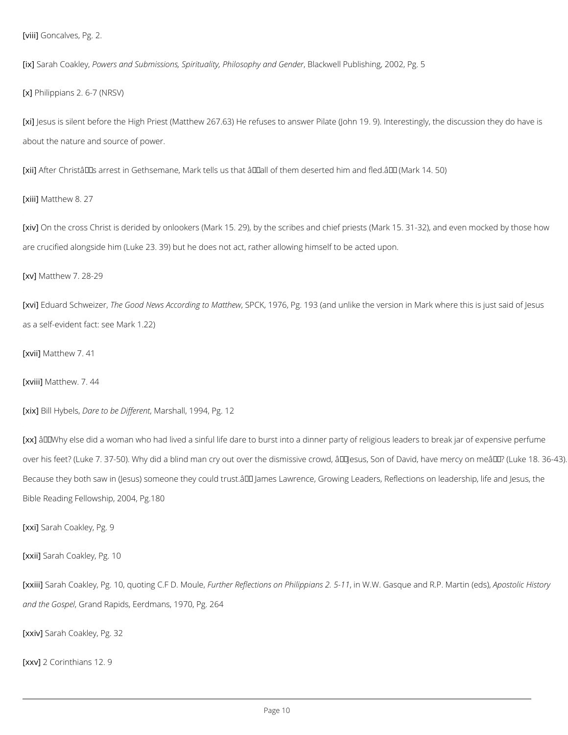[viii] Goncalves, Pg. 2.

[ix] Sarah Coakley, *Powers and Submissions, Spirituality, Philosophy and Gender*, Blackwell Publishing, 2002, Pg. 5

[x] Philippians 2. 6-7 (NRSV)

[xi] Jesus is silent before the High Priest (Matthew 267.63) He refuses to answer Pilate (John 19. 9). Interestingly, the discussion they do have is about the nature and source of power.

[xii] After Christâs arrest in Gethsemane, Mark tells us that âall of them deserted him and fled.â (Mark 14. 50)

[xiii] Matthew 8. 27

[xiv] On the cross Christ is derided by onlookers (Mark 15. 29), by the scribes and chief priests (Mark 15. 31-32), and even mocked by those how are crucified alongside him (Luke 23. 39) but he does not act, rather allowing himself to be acted upon.

[xv] Matthew 7. 28-29

[xvi] Eduard Schweizer, *The Good News According to Matthew*, SPCK, 1976, Pg. 193 (and unlike the version in Mark where this is just said of Jesus as a self-evident fact: see Mark 1.22)

[xvii] Matthew 7. 41

[xviii] Matthew. 7. 44

[xix] Bill Hybels, *Dare to be Different*, Marshall, 1994, Pg. 12

[xx] âWhy else did a woman who had lived a sinful life dare to burst into a dinner party of religious leaders to break jar of expensive perfume over his feet? (Luke 7. 37-50). Why did a blind man cry out over the dismissive crowd, âJesus, Son of David, have mercy on meâ? (Luke 18. 36-43). Because they both saw in (Jesus) someone they could trust.â James Lawrence, Growing Leaders, Reflections on leadership, life and Jesus, the Bible Reading Fellowship, 2004, Pg.180

[xxi] Sarah Coakley, Pg. 9

[xxii] Sarah Coakley, Pg. 10

[xxiii] Sarah Coakley, Pg. 10, quoting C.F D. Moule, *Further Reflections on Philippians 2. 5-11*, in W.W. Gasque and R.P. Martin (eds), *Apostolic History and the Gospel*, Grand Rapids, Eerdmans, 1970, Pg. 264

[xxiv] Sarah Coakley, Pg. 32

[xxv] 2 Corinthians 12. 9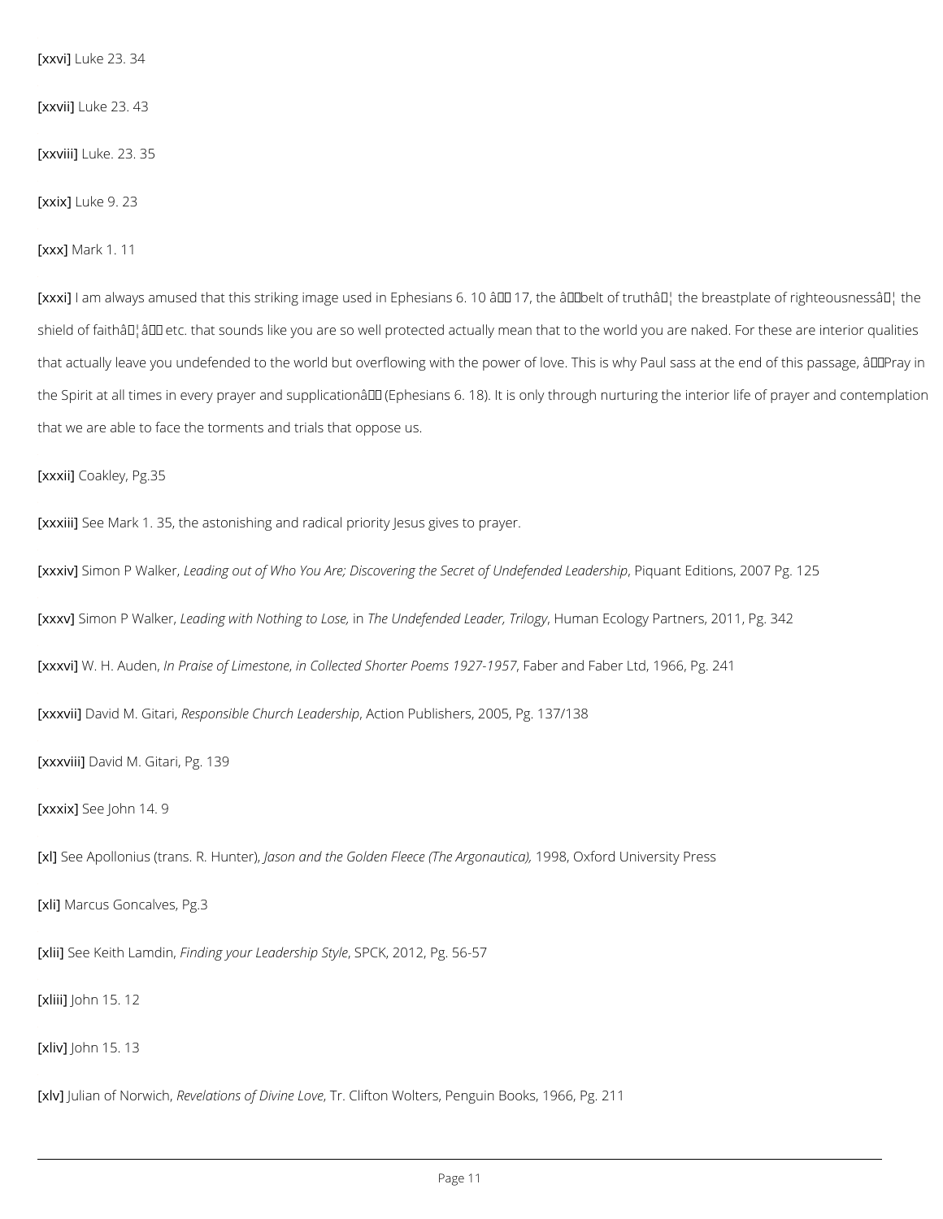[xxvi] Luke 23. 34

[xxvii] Luke 23. 43

[xxviii] Luke. 23. 35

[xxix] Luke 9. 23

[xxx] Mark 1. 11

[xxxi] I am always amused that this striking image used in Ephesians 6. 10 â 17, the âbelt of truthâ¦ the breastplate of righteousnessâ¦ the shield of faithâ¦â etc. that sounds like you are so well protected actually mean that to the world you are naked. For these are interior qualities that actually leave you undefended to the world but overflowing with the power of love. This is why Paul sass at the end of this passage, âPray in the Spirit at all times in every prayer and supplicationâ (Ephesians 6. 18). It is only through nurturing the interior life of prayer and contemplation that we are able to face the torments and trials that oppose us.

[xxxii] Coakley, Pg.35

[xxxiii] See Mark 1. 35, the astonishing and radical priority Jesus gives to prayer.

[xxxiv] Simon P Walker, *Leading out of Who You Are; Discovering the Secret of Undefended Leadership*, Piquant Editions, 2007 Pg. 125

[xxxv] Simon P Walker, *Leading with Nothing to Lose,* in *The Undefended Leader, Trilogy*, Human Ecology Partners, 2011, Pg. 342

[xxxvi] W. H. Auden, *In Praise of Limestone, in Collected Shorter Poems 1927-1957*, Faber and Faber Ltd, 1966, Pg. 241

[xxxvii] David M. Gitari, *Responsible Church Leadership*, Action Publishers, 2005, Pg. 137/138

[xxxviii] David M. Gitari, Pg. 139

[xxxix] See John 14. 9

[xl] See Apollonius (trans. R. Hunter), *Jason and the Golden Fleece (The Argonautica),* 1998, Oxford University Press

[xli] Marcus Goncalves, Pg.3

[xlii] See Keith Lamdin, *Finding your Leadership Style*, SPCK, 2012, Pg. 56-57

[xliii] John 15. 12

[xliv] John 15. 13

[xlv] Julian of Norwich, *Revelations of Divine Love*, Tr. Clifton Wolters, Penguin Books, 1966, Pg. 211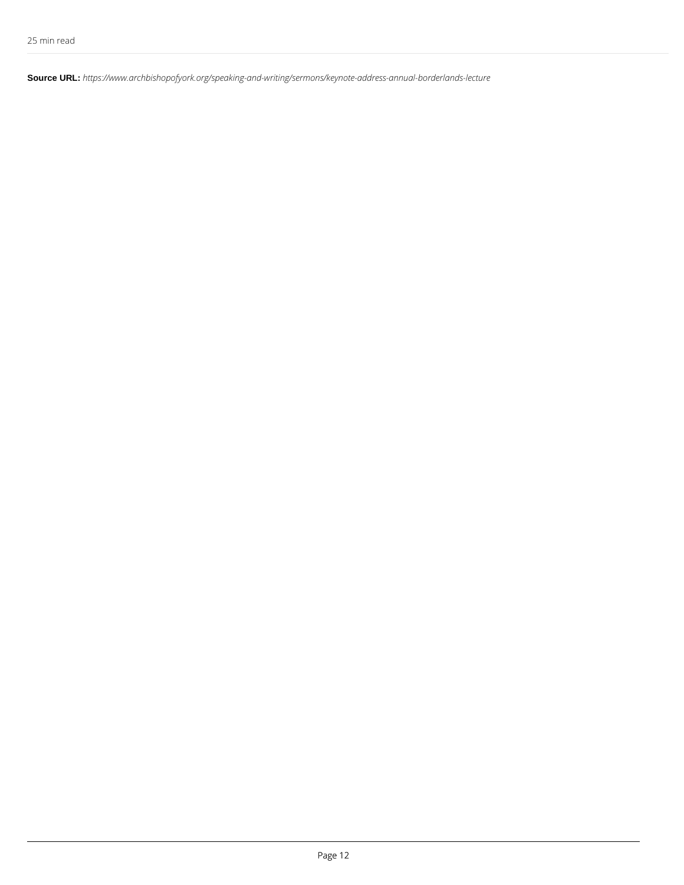25 min read

**Source URL:** *https://www.archbishopofyork.org/speaking-and-writing/sermons/keynote-address-annual-borderlands-lecture*